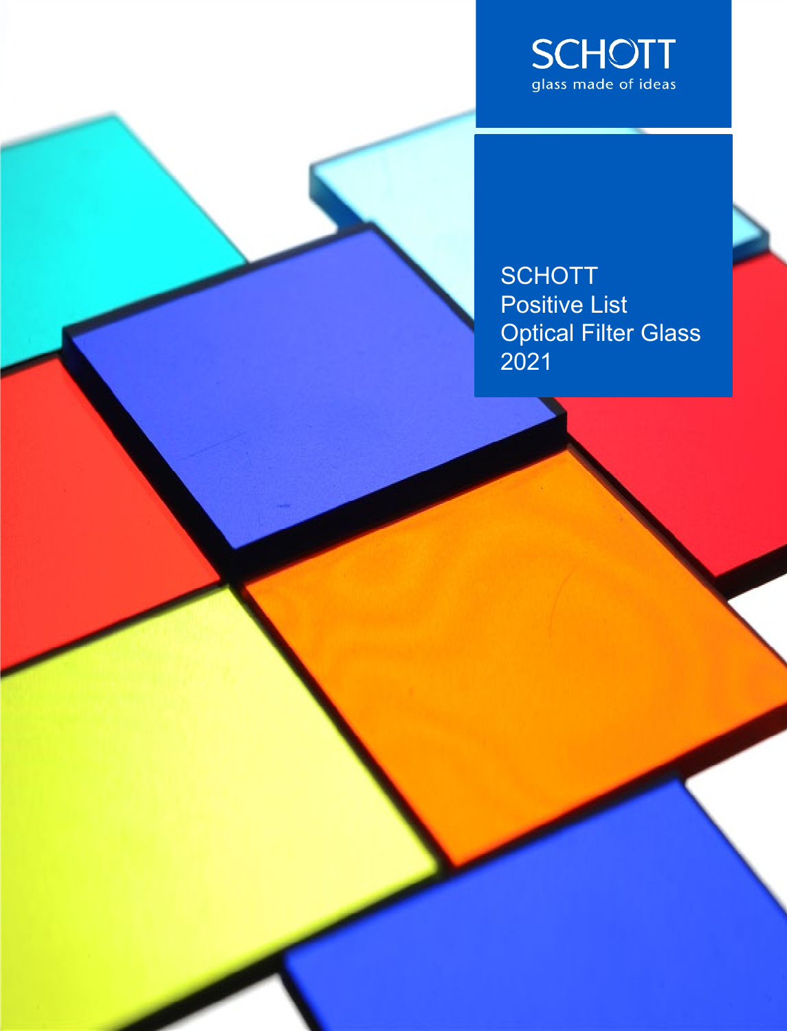SCHOTT
glass made of ideas

# SCHOTT Positive List Optical Filter Glass 2021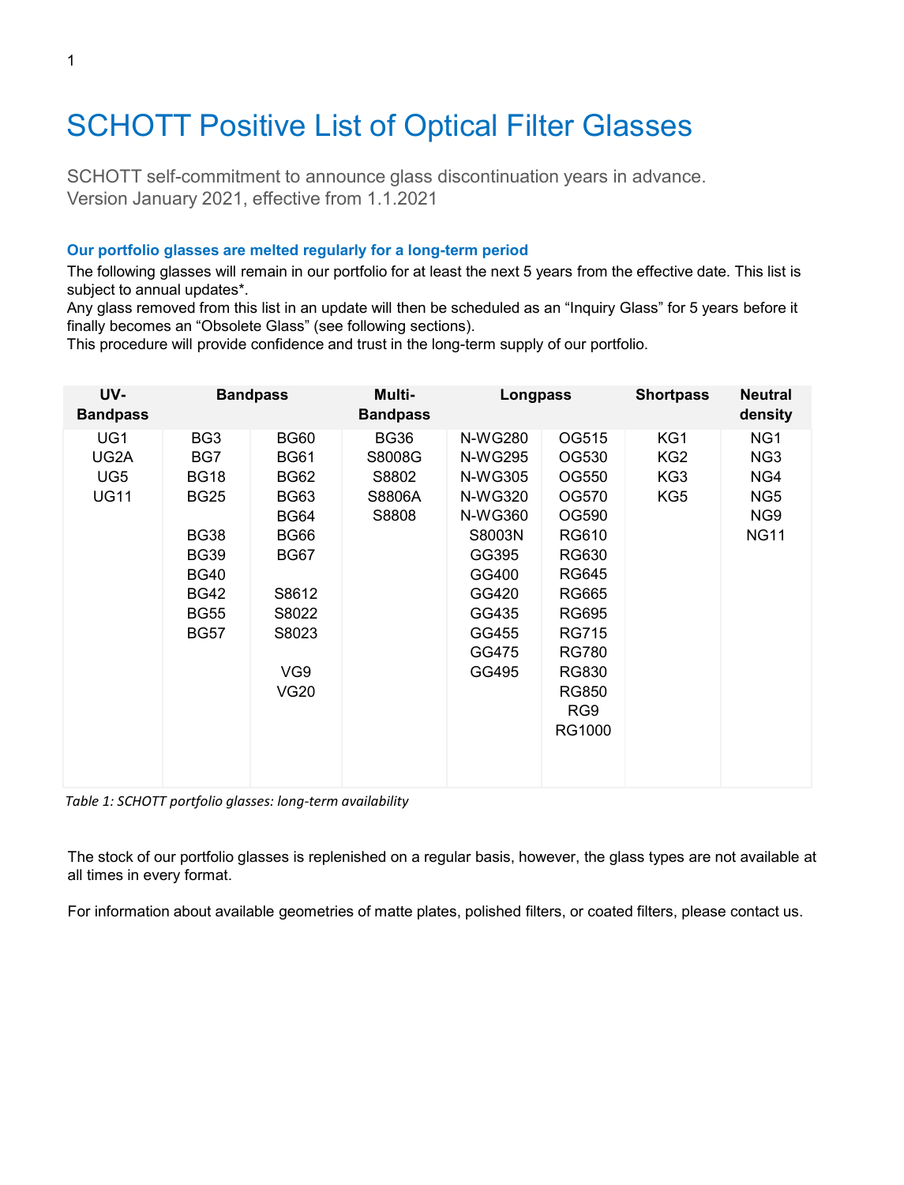# SCHOTT Positive List of Optical Filter Glasses

SCHOTT self-commitment to announce glass discontinuation years in advance.
Version January 2021, effective from 1.1.2021

### Our portfolio glasses are melted regularly for a long-term period

The following glasses will remain in our portfolio for at least the next 5 years from the effective date. This list is subject to annual updates*.
Any glass removed from this list in an update will then be scheduled as an "Inquiry Glass" for 5 years before it finally becomes an "Obsolete Glass" (see following sections).
This procedure will provide confidence and trust in the long-term supply of our portfolio.

| UV-Bandpass | Bandpass | | Multi-Bandpass | Longpass | | Shortpass | Neutral density |
|---|---|---|---|---|---|---|---|
| UG1 | BG3 | BG60 | BG36 | N-WG280 | OG515 | KG1 | NG1 |
| UG2A | BG7 | BG61 | S8008G | N-WG295 | OG530 | KG2 | NG3 |
| UG5 | BG18 | BG62 | S8802 | N-WG305 | OG550 | KG3 | NG4 |
| UG11 | BG25 | BG63 | S8806A | N-WG320 | OG570 | KG5 | NG5 |
| | | BG64 | S8808 | N-WG360 | OG590 | | NG9 |
| | BG38 | BG66 | | S8003N | RG610 | | NG11 |
| | BG39 | BG67 | | GG395 | RG630 | | |
| | BG40 | | | GG400 | RG645 | | |
| | BG42 | S8612 | | GG420 | RG665 | | |
| | BG55 | S8022 | | GG435 | RG695 | | |
| | BG57 | S8023 | | GG455 | RG715 | | |
| | | | | GG475 | RG780 | | |
| | | VG9 | | GG495 | RG830 | | |
| | | VG20 | | | RG850 | | |
| | | | | | RG9 | | |
| | | | | | RG1000 | | |

*Table 1: SCHOTT portfolio glasses: long-term availability*

The stock of our portfolio glasses is replenished on a regular basis, however, the glass types are not available at all times in every format.

For information about available geometries of matte plates, polished filters, or coated filters, please contact us.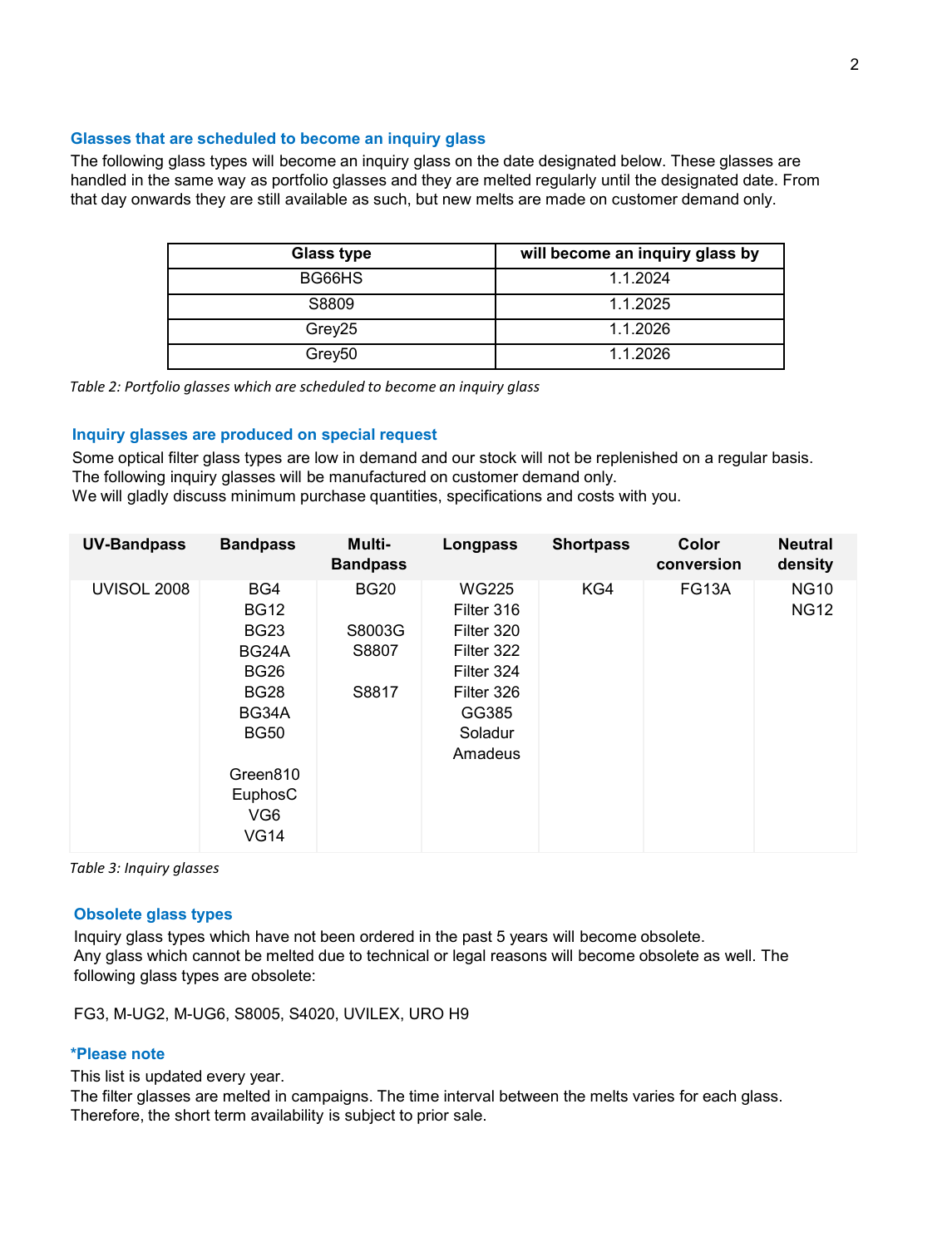### Glasses that are scheduled to become an inquiry glass

The following glass types will become an inquiry glass on the date designated below. These glasses are handled in the same way as portfolio glasses and they are melted regularly until the designated date. From that day onwards they are still available as such, but new melts are made on customer demand only.

| Glass type | will become an inquiry glass by |
|---|---|
| BG66HS | 1.1.2024 |
| S8809 | 1.1.2025 |
| Grey25 | 1.1.2026 |
| Grey50 | 1.1.2026 |

*Table 2: Portfolio glasses which are scheduled to become an inquiry glass*

### Inquiry glasses are produced on special request

Some optical filter glass types are low in demand and our stock will not be replenished on a regular basis.
The following inquiry glasses will be manufactured on customer demand only.
We will gladly discuss minimum purchase quantities, specifications and costs with you.

| UV-Bandpass | Bandpass | Multi-Bandpass | Longpass | Shortpass | Color conversion | Neutral density |
|---|---|---|---|---|---|---|
| UVISOL 2008 | BG4 | BG20 | WG225 | KG4 | FG13A | NG10 |
| | BG12 | | Filter 316 | | | NG12 |
| | BG23 | S8003G | Filter 320 | | | |
| | BG24A | S8807 | Filter 322 | | | |
| | BG26 | | Filter 324 | | | |
| | BG28 | S8817 | Filter 326 | | | |
| | BG34A | | GG385 | | | |
| | BG50 | | Soladur | | | |
| | | | Amadeus | | | |
| | Green810 | | | | | |
| | EuphosC | | | | | |
| | VG6 | | | | | |
| | VG14 | | | | | |

*Table 3: Inquiry glasses*

### Obsolete glass types

Inquiry glass types which have not been ordered in the past 5 years will become obsolete.
Any glass which cannot be melted due to technical or legal reasons will become obsolete as well. The following glass types are obsolete:

FG3, M-UG2, M-UG6, S8005, S4020, UVILEX, URO H9

### *Please note

This list is updated every year.
The filter glasses are melted in campaigns. The time interval between the melts varies for each glass. Therefore, the short term availability is subject to prior sale.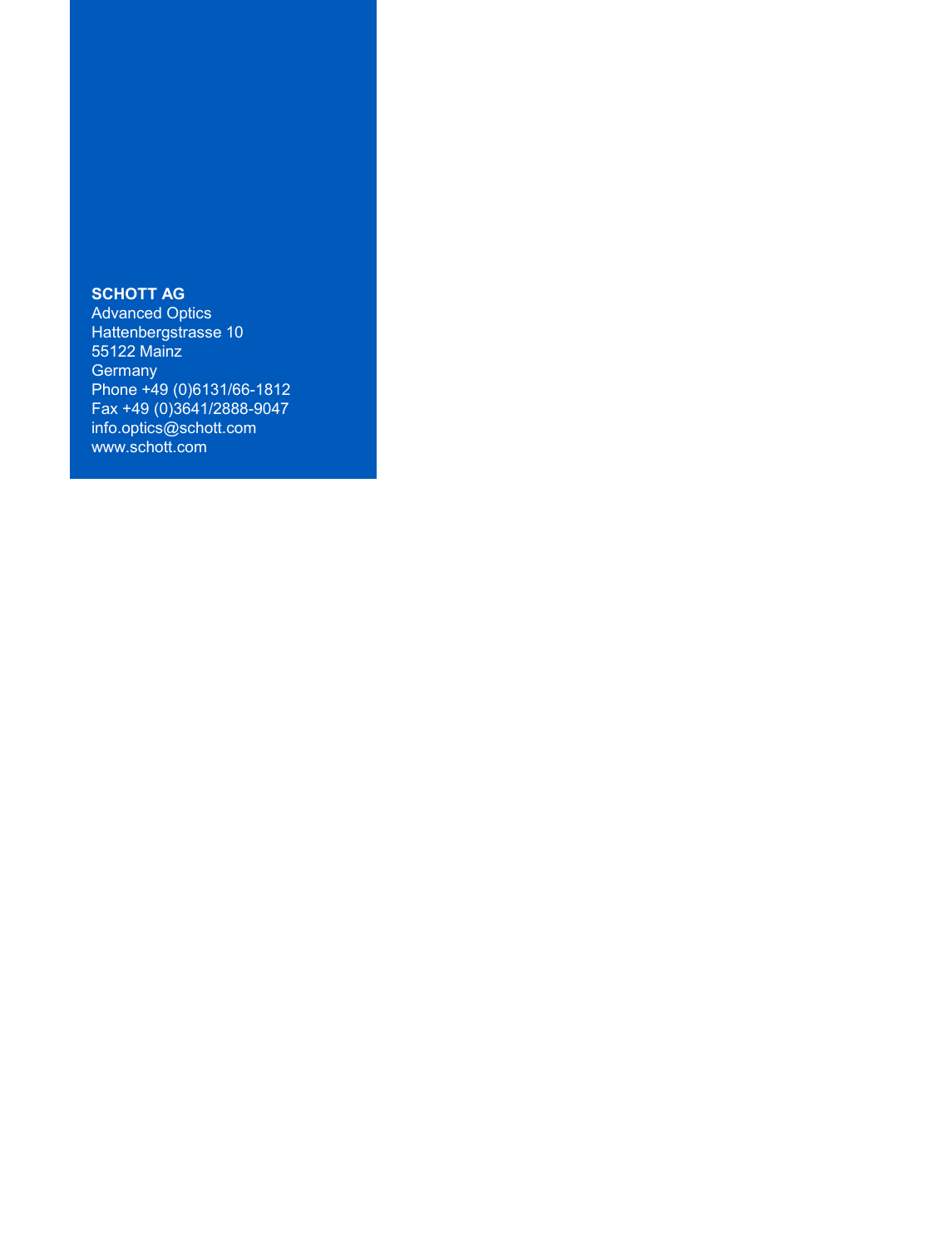**SCHOTT AG**
Advanced Optics
Hattenbergstrasse 10
55122 Mainz
Germany
Phone +49 (0)6131/66-1812
Fax +49 (0)3641/2888-9047
info.optics@schott.com
www.schott.com